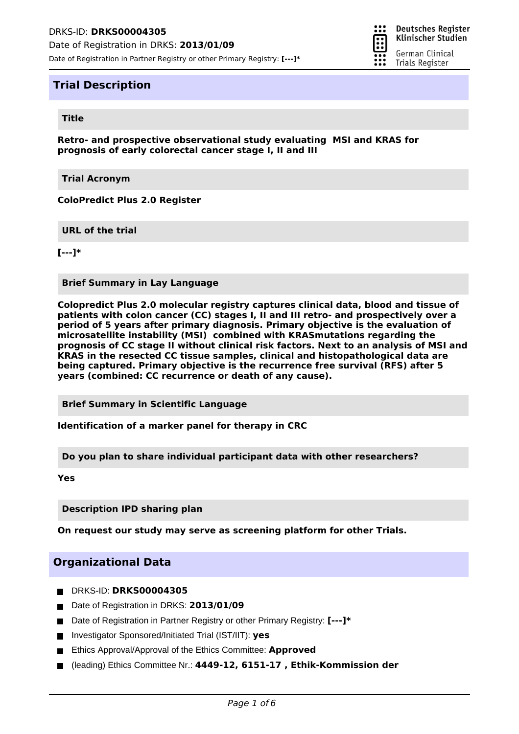DRKS-ID: **DRKS00004305**

Date of Registration in DRKS: **2013/01/09**

Date of Registration in Partner Registry or other Primary Registry: **[---]***

## Trial Description

### Title

**Retro- and prospective observational study evaluating MSI and KRAS for prognosis of early colorectal cancer stage I, II and III**

### Trial Acronym

**ColoPredict Plus 2.0 Register**

### URL of the trial

**[---]***

### Brief Summary in Lay Language

**Colopredict Plus 2.0 molecular registry captures clinical data, blood and tissue of patients with colon cancer (CC) stages I, II and III retro- and prospectively over a period of 5 years after primary diagnosis. Primary objective is the evaluation of microsatellite instability (MSI) combined with KRASmutations regarding the prognosis of CC stage II without clinical risk factors. Next to an analysis of MSI and KRAS in the resected CC tissue samples, clinical and histopathological data are being captured. Primary objective is the recurrence free survival (RFS) after 5 years (combined: CC recurrence or death of any cause).**

### Brief Summary in Scientific Language

**Identification of a marker panel for therapy in CRC**

### Do you plan to share individual participant data with other researchers?

**Yes**

### Description IPD sharing plan

**On request our study may serve as screening platform for other Trials.**

## Organizational Data

- DRKS-ID: **DRKS00004305**
- Date of Registration in DRKS: **2013/01/09**
- Date of Registration in Partner Registry or other Primary Registry: **[---]***
- Investigator Sponsored/Initiated Trial (IST/IIT): **yes**
- Ethics Approval/Approval of the Ethics Committee: **Approved**
- (leading) Ethics Committee Nr.: **4449-12, 6151-17 , Ethik-Kommission der**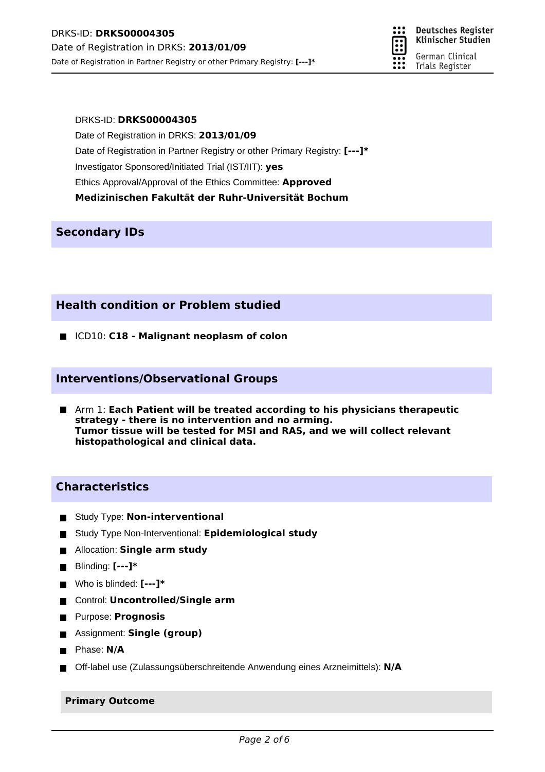DRKS-ID: **DRKS00004305**

Date of Registration in DRKS: **2013/01/09**

Date of Registration in Partner Registry or other Primary Registry: **[---]***

Investigator Sponsored/Initiated Trial (IST/IIT): **yes**

Ethics Approval/Approval of the Ethics Committee: **Approved**

**Medizinischen Fakultät der Ruhr-Universität Bochum**

## Secondary IDs

## Health condition or Problem studied

- ICD10: **C18 - Malignant neoplasm of colon**

## Interventions/Observational Groups

- Arm 1: **Each Patient will be treated according to his physicians therapeutic strategy - there is no intervention and no arming.
Tumor tissue will be tested for MSI and RAS, and we will collect relevant histopathological and clinical data.**

## Characteristics

- Study Type: **Non-interventional**
- Study Type Non-Interventional: **Epidemiological study**
- Allocation: **Single arm study**
- Blinding: **[---]***
- Who is blinded: **[---]***
- Control: **Uncontrolled/Single arm**
- Purpose: **Prognosis**
- Assignment: **Single (group)**
- Phase: **N/A**
- Off-label use (Zulassungsüberschreitende Anwendung eines Arzneimittels): **N/A**

### Primary Outcome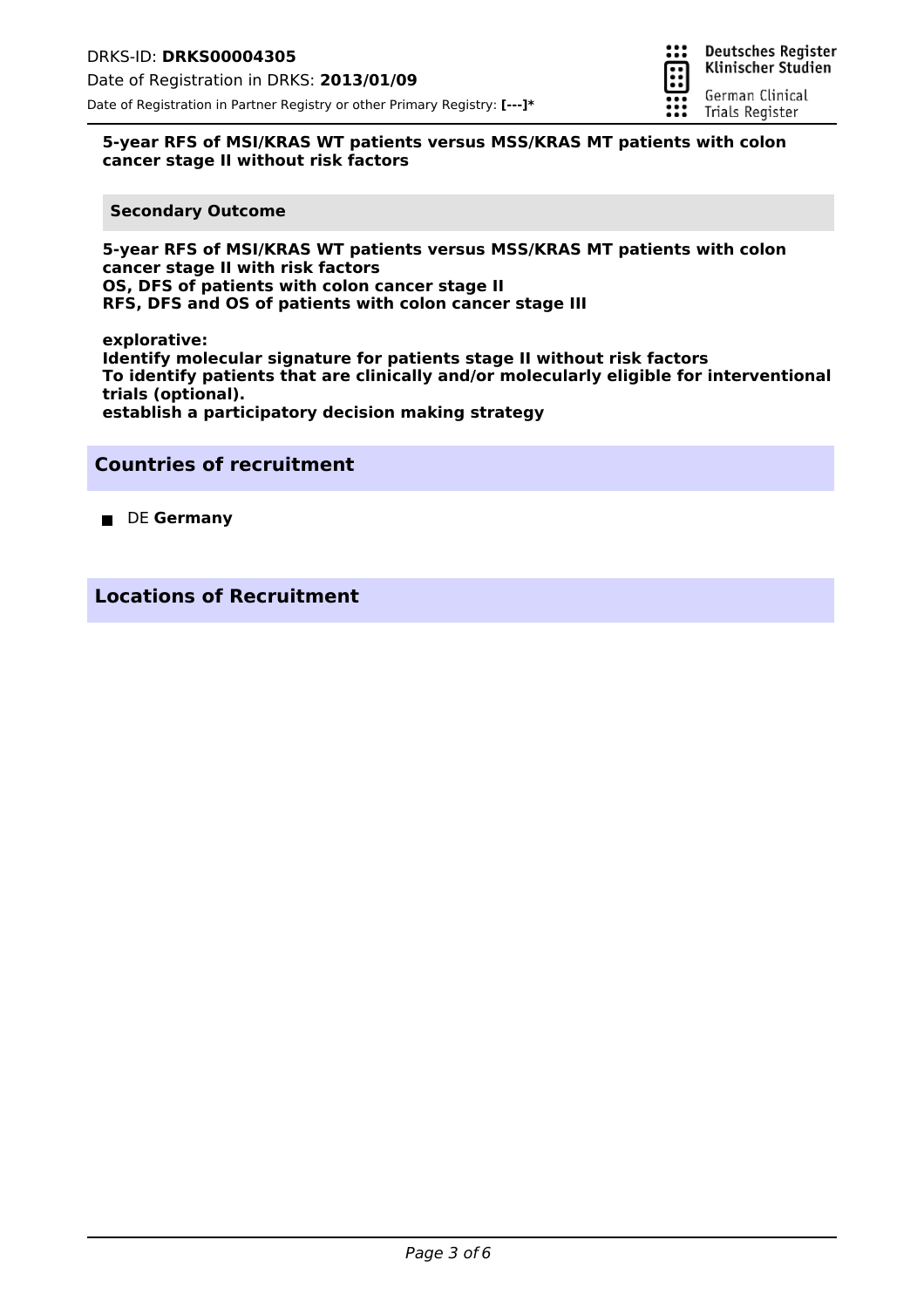**5-year RFS of MSI/KRAS WT patients versus MSS/KRAS MT patients with colon cancer stage II without risk factors**

### Secondary Outcome

**5-year RFS of MSI/KRAS WT patients versus MSS/KRAS MT patients with colon cancer stage II with risk factors**
**OS, DFS of patients with colon cancer stage II**
**RFS, DFS and OS of patients with colon cancer stage III**

**explorative:**
**Identify molecular signature for patients stage II without risk factors**
**To identify patients that are clinically and/or molecularly eligible for interventional trials (optional).**
**establish a participatory decision making strategy**

## Countries of recruitment

- DE **Germany**

## Locations of Recruitment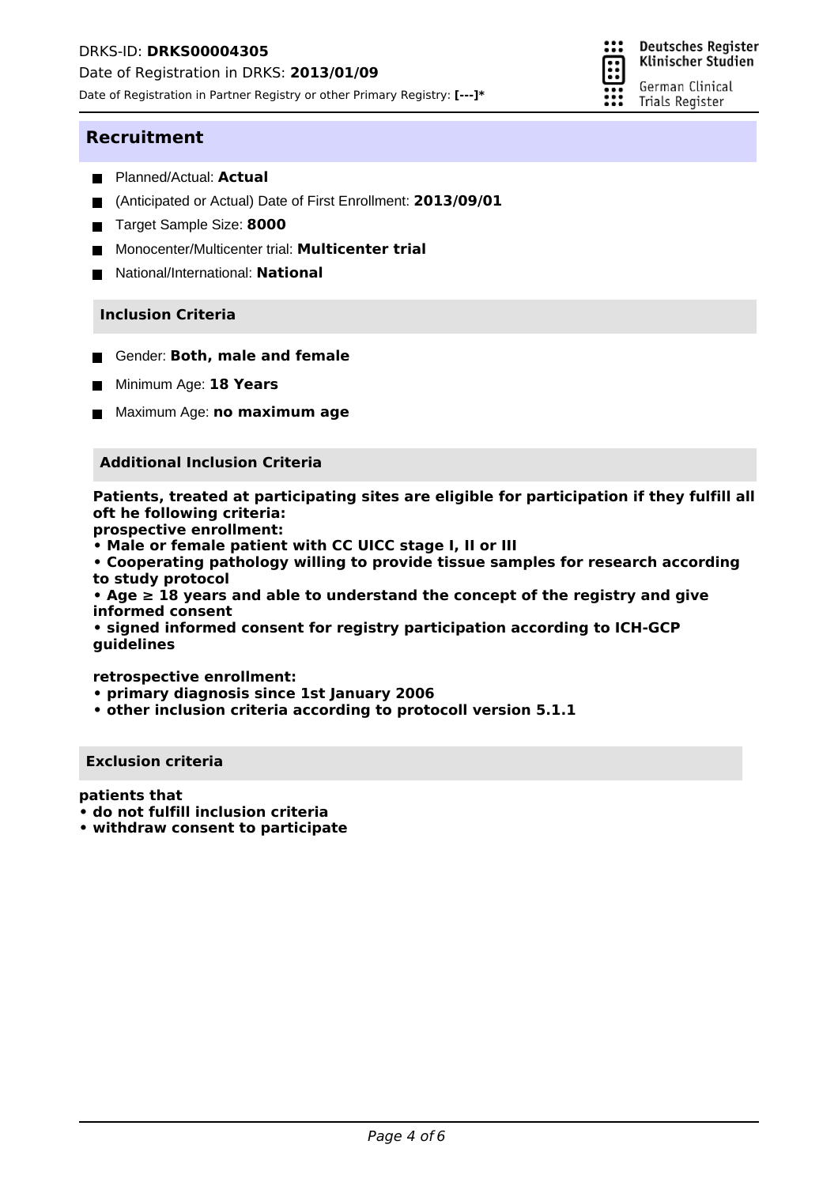## Recruitment

- Planned/Actual: **Actual**
- (Anticipated or Actual) Date of First Enrollment: **2013/09/01**
- Target Sample Size: **8000**
- Monocenter/Multicenter trial: **Multicenter trial**
- National/International: **National**

### Inclusion Criteria

- Gender: **Both, male and female**
- Minimum Age: **18 Years**
- Maximum Age: **no maximum age**

### Additional Inclusion Criteria

**Patients, treated at participating sites are eligible for participation if they fulfill all oft he following criteria:**
**prospective enrollment:**
**• Male or female patient with CC UICC stage I, II or III**
**• Cooperating pathology willing to provide tissue samples for research according to study protocol**
**• Age ≥ 18 years and able to understand the concept of the registry and give informed consent**
**• signed informed consent for registry participation according to ICH-GCP guidelines**

**retrospective enrollment:**
**• primary diagnosis since 1st January 2006**
**• other inclusion criteria according to protocoll version 5.1.1**

### Exclusion criteria

**patients that**
**• do not fulfill inclusion criteria**
**• withdraw consent to participate**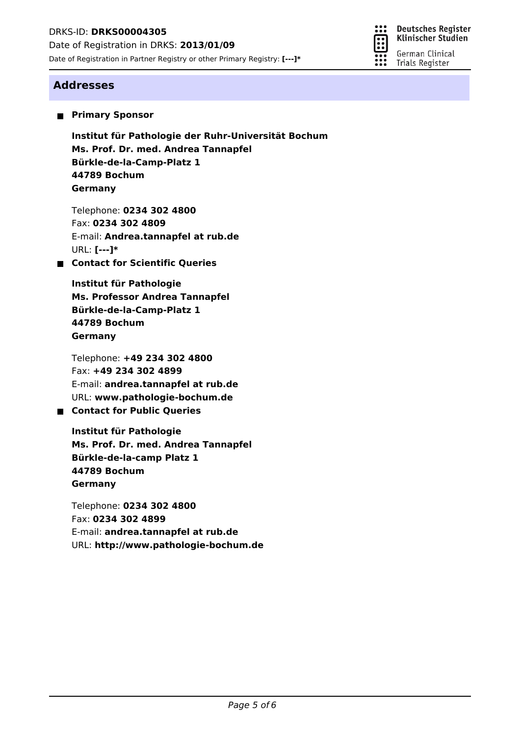## Addresses

- **Primary Sponsor**

  **Institut für Pathologie der Ruhr-Universität Bochum**
  **Ms. Prof. Dr. med. Andrea Tannapfel**
  **Bürkle-de-la-Camp-Platz 1**
  **44789 Bochum**
  **Germany**

  Telephone: **0234 302 4800**
  Fax: **0234 302 4809**
  E-mail: **Andrea.tannapfel at rub.de**
  URL: **[---]***

- **Contact for Scientific Queries**

  **Institut für Pathologie**
  **Ms. Professor Andrea Tannapfel**
  **Bürkle-de-la-Camp-Platz 1**
  **44789 Bochum**
  **Germany**

  Telephone: **+49 234 302 4800**
  Fax: **+49 234 302 4899**
  E-mail: **andrea.tannapfel at rub.de**
  URL: **www.pathologie-bochum.de**

- **Contact for Public Queries**

  **Institut für Pathologie**
  **Ms. Prof. Dr. med. Andrea Tannapfel**
  **Bürkle-de-la-camp Platz 1**
  **44789 Bochum**
  **Germany**

  Telephone: **0234 302 4800**
  Fax: **0234 302 4899**
  E-mail: **andrea.tannapfel at rub.de**
  URL: **http://www.pathologie-bochum.de**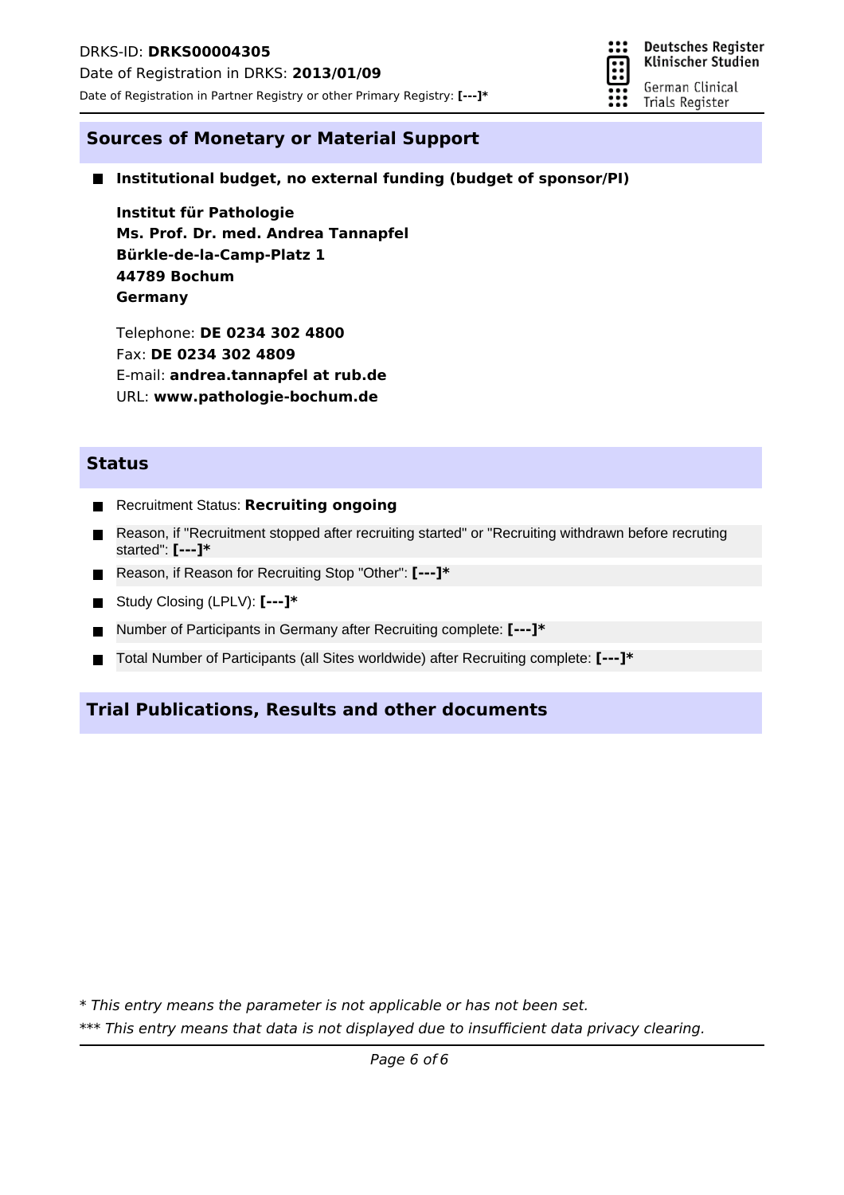## Sources of Monetary or Material Support

- **Institutional budget, no external funding (budget of sponsor/PI)**

**Institut für Pathologie**
**Ms. Prof. Dr. med. Andrea Tannapfel**
**Bürkle-de-la-Camp-Platz 1**
**44789 Bochum**
**Germany**

Telephone: **DE 0234 302 4800**
Fax: **DE 0234 302 4809**
E-mail: **andrea.tannapfel at rub.de**
URL: **www.pathologie-bochum.de**

## Status

- Recruitment Status: **Recruiting ongoing**
- Reason, if "Recruitment stopped after recruiting started" or "Recruiting withdrawn before recruting started": **[---]***
- Reason, if Reason for Recruiting Stop "Other": **[---]***
- Study Closing (LPLV): **[---]***
- Number of Participants in Germany after Recruiting complete: **[---]***
- Total Number of Participants (all Sites worldwide) after Recruiting complete: **[---]***

## Trial Publications, Results and other documents

*\* This entry means the parameter is not applicable or has not been set.*

*\*\*\* This entry means that data is not displayed due to insufficient data privacy clearing.*